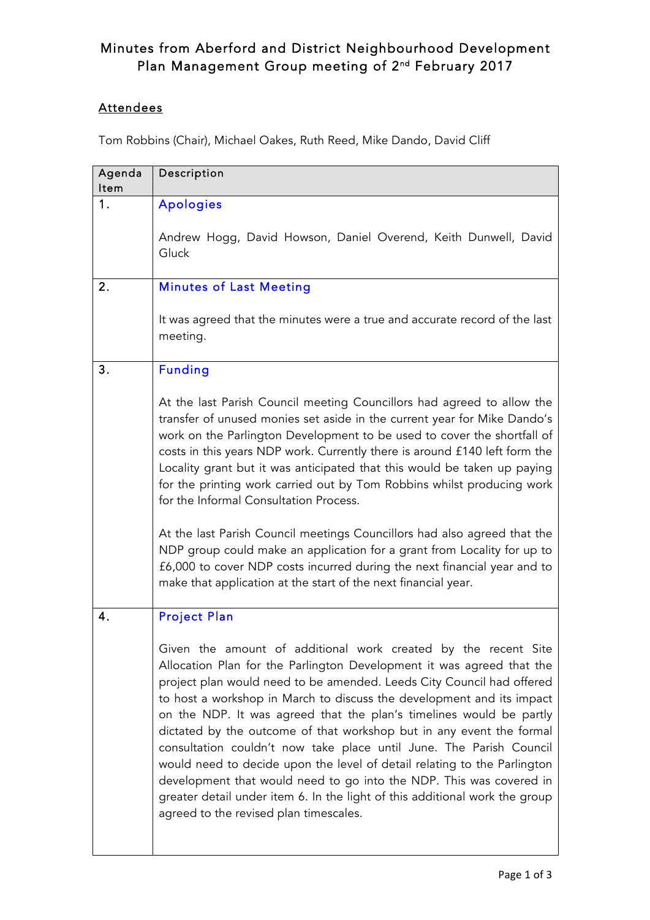# Minutes from Aberford and District Neighbourhood Development Plan Management Group meeting of 2nd February 2017

## Attendees

Tom Robbins (Chair), Michael Oakes, Ruth Reed, Mike Dando, David Cliff

| Agenda Item | Description |
|---|---|
| 1. | **Apologies**<br><br>Andrew Hogg, David Howson, Daniel Overend, Keith Dunwell, David Gluck |
| 2. | **Minutes of Last Meeting**<br><br>It was agreed that the minutes were a true and accurate record of the last meeting. |
| 3. | **Funding**<br><br>At the last Parish Council meeting Councillors had agreed to allow the transfer of unused monies set aside in the current year for Mike Dando's work on the Parlington Development to be used to cover the shortfall of costs in this years NDP work. Currently there is around £140 left form the Locality grant but it was anticipated that this would be taken up paying for the printing work carried out by Tom Robbins whilst producing work for the Informal Consultation Process.<br><br>At the last Parish Council meetings Councillors had also agreed that the NDP group could make an application for a grant from Locality for up to £6,000 to cover NDP costs incurred during the next financial year and to make that application at the start of the next financial year. |
| 4. | **Project Plan**<br><br>Given the amount of additional work created by the recent Site Allocation Plan for the Parlington Development it was agreed that the project plan would need to be amended. Leeds City Council had offered to host a workshop in March to discuss the development and its impact on the NDP. It was agreed that the plan's timelines would be partly dictated by the outcome of that workshop but in any event the formal consultation couldn't now take place until June. The Parish Council would need to decide upon the level of detail relating to the Parlington development that would need to go into the NDP. This was covered in greater detail under item 6. In the light of this additional work the group agreed to the revised plan timescales. |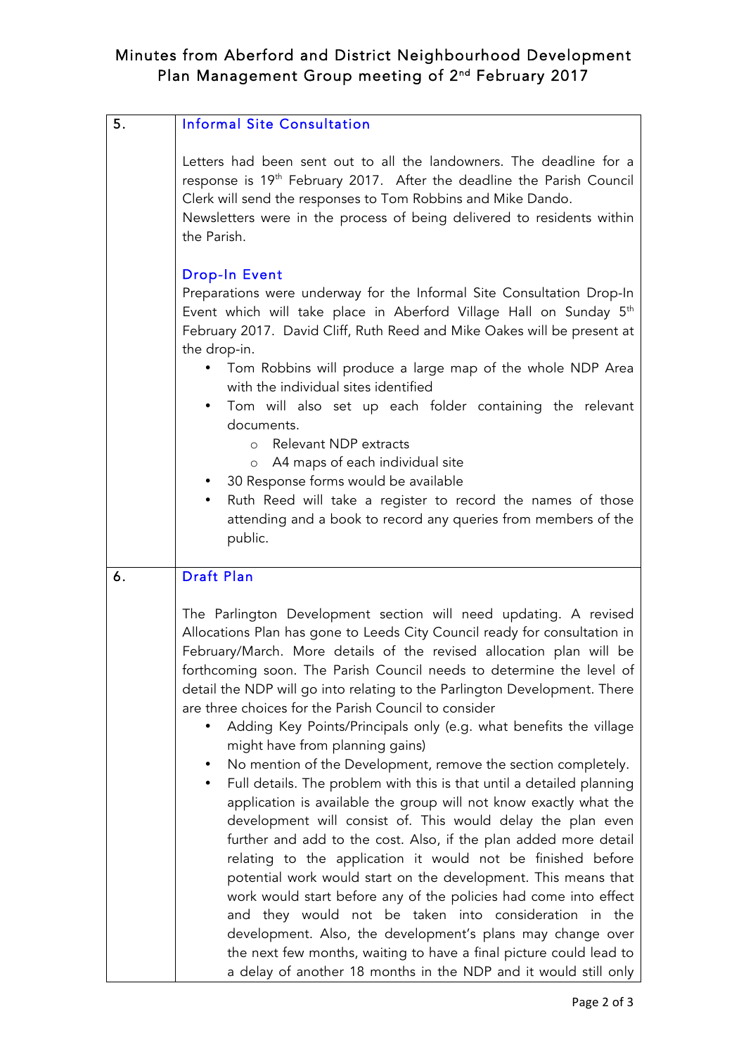# Minutes from Aberford and District Neighbourhood Development Plan Management Group meeting of 2nd February 2017

| | |
|---|---|
| 5. | **Informal Site Consultation**<br><br>Letters had been sent out to all the landowners. The deadline for a response is 19th February 2017. After the deadline the Parish Council Clerk will send the responses to Tom Robbins and Mike Dando.<br>Newsletters were in the process of being delivered to residents within the Parish.<br><br>**Drop-In Event**<br>Preparations were underway for the Informal Site Consultation Drop-In Event which will take place in Aberford Village Hall on Sunday 5th February 2017. David Cliff, Ruth Reed and Mike Oakes will be present at the drop-in.<br>• Tom Robbins will produce a large map of the whole NDP Area with the individual sites identified<br>• Tom will also set up each folder containing the relevant documents.<br>&nbsp;&nbsp;&nbsp;&nbsp;o Relevant NDP extracts<br>&nbsp;&nbsp;&nbsp;&nbsp;o A4 maps of each individual site<br>• 30 Response forms would be available<br>• Ruth Reed will take a register to record the names of those attending and a book to record any queries from members of the public. |
| 6. | **Draft Plan**<br><br>The Parlington Development section will need updating. A revised Allocations Plan has gone to Leeds City Council ready for consultation in February/March. More details of the revised allocation plan will be forthcoming soon. The Parish Council needs to determine the level of detail the NDP will go into relating to the Parlington Development. There are three choices for the Parish Council to consider<br>• Adding Key Points/Principals only (e.g. what benefits the village might have from planning gains)<br>• No mention of the Development, remove the section completely.<br>• Full details. The problem with this is that until a detailed planning application is available the group will not know exactly what the development will consist of. This would delay the plan even further and add to the cost. Also, if the plan added more detail relating to the application it would not be finished before potential work would start on the development. This means that work would start before any of the policies had come into effect and they would not be taken into consideration in the development. Also, the development's plans may change over the next few months, waiting to have a final picture could lead to a delay of another 18 months in the NDP and it would still only |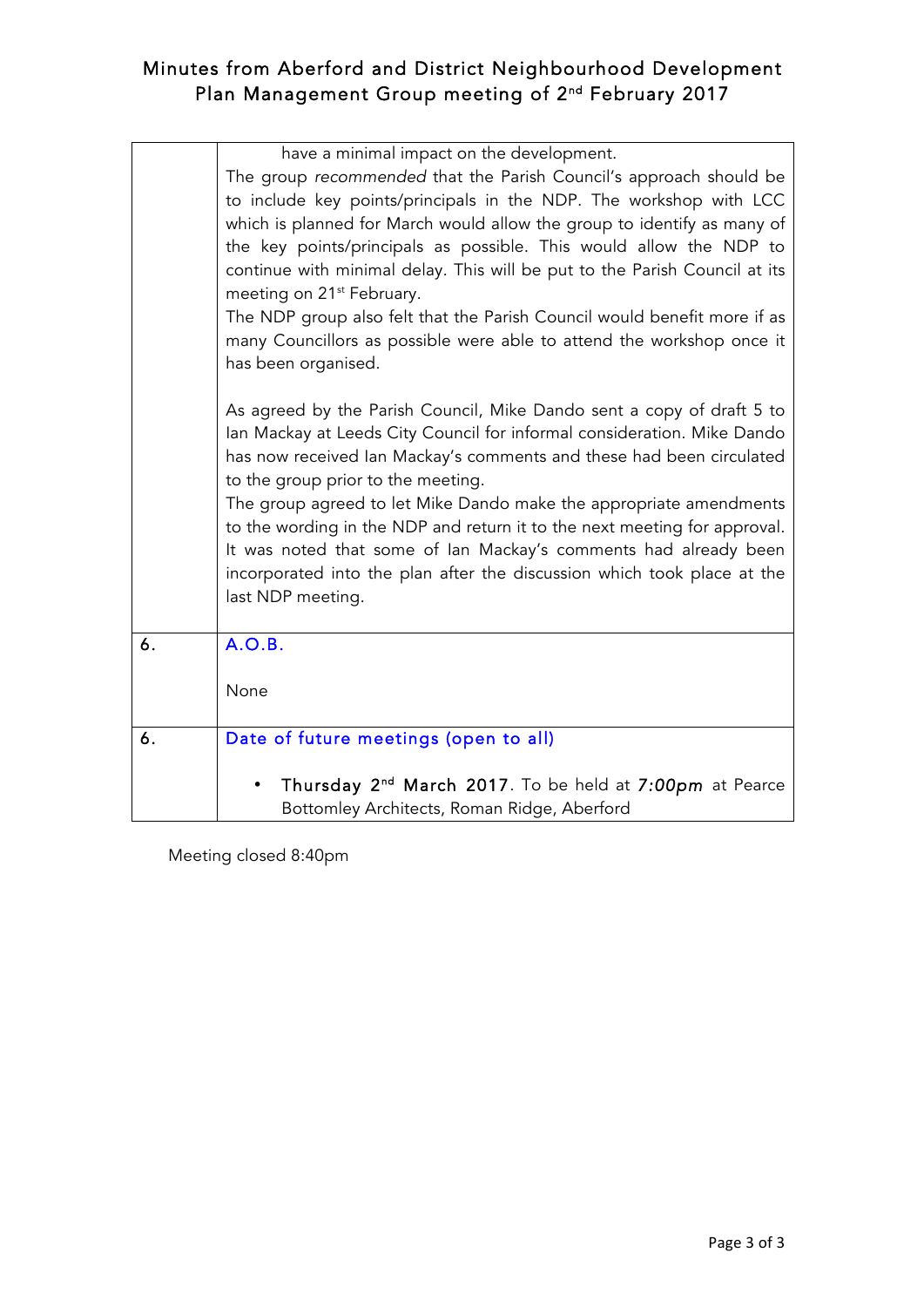# Minutes from Aberford and District Neighbourhood Development Plan Management Group meeting of 2nd February 2017

| | |
|---|---|
| | have a minimal impact on the development.<br>The group *recommended* that the Parish Council's approach should be to include key points/principals in the NDP. The workshop with LCC which is planned for March would allow the group to identify as many of the key points/principals as possible. This would allow the NDP to continue with minimal delay. This will be put to the Parish Council at its meeting on 21st February.<br>The NDP group also felt that the Parish Council would benefit more if as many Councillors as possible were able to attend the workshop once it has been organised.<br><br>As agreed by the Parish Council, Mike Dando sent a copy of draft 5 to Ian Mackay at Leeds City Council for informal consideration. Mike Dando has now received Ian Mackay's comments and these had been circulated to the group prior to the meeting.<br>The group agreed to let Mike Dando make the appropriate amendments to the wording in the NDP and return it to the next meeting for approval. It was noted that some of Ian Mackay's comments had already been incorporated into the plan after the discussion which took place at the last NDP meeting. |
| 6. | A.O.B.<br><br>None |
| 6. | Date of future meetings (open to all)<br><br>• **Thursday 2nd March 2017**. To be held at ***7:00pm*** at Pearce Bottomley Architects, Roman Ridge, Aberford |

Meeting closed 8:40pm